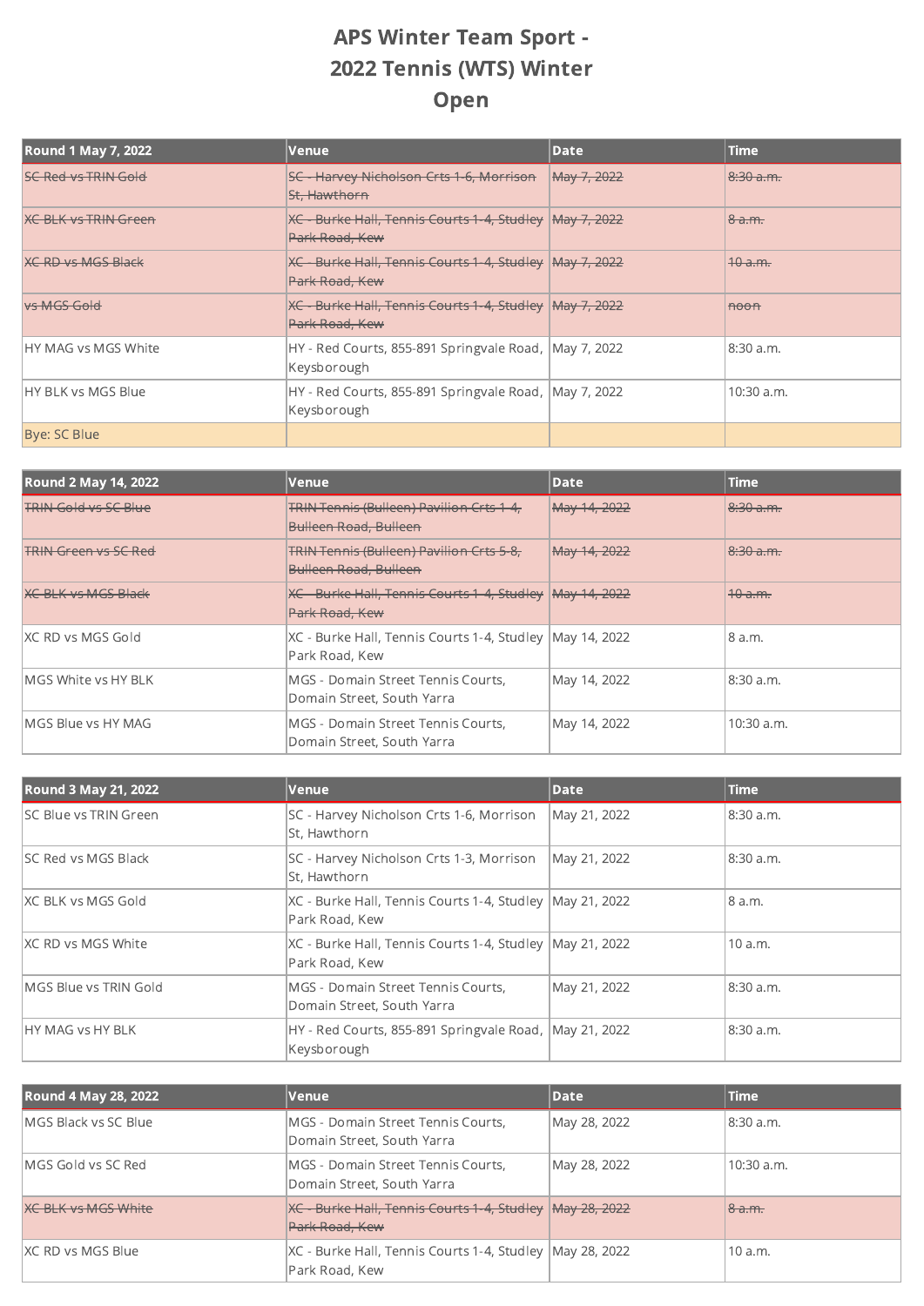# APS Winter Team Sport - 2022 Tennis (WTS) Winter Open

| Round 1 May 7, 2022 | Venue | Date | Time |
|---|---|---|---|
| ~~SC Red vs TRIN Gold~~ | ~~SC - Harvey Nicholson Crts 1-6, Morrison St, Hawthorn~~ | ~~May 7, 2022~~ | ~~8:30 a.m.~~ |
| ~~XC BLK vs TRIN Green~~ | ~~XC - Burke Hall, Tennis Courts 1-4, Studley Park Road, Kew~~ | ~~May 7, 2022~~ | ~~8 a.m.~~ |
| ~~XC RD vs MGS Black~~ | ~~XC - Burke Hall, Tennis Courts 1-4, Studley Park Road, Kew~~ | ~~May 7, 2022~~ | ~~10 a.m.~~ |
| ~~vs MGS Gold~~ | ~~XC - Burke Hall, Tennis Courts 1-4, Studley Park Road, Kew~~ | ~~May 7, 2022~~ | ~~noon~~ |
| HY MAG vs MGS White | HY - Red Courts, 855-891 Springvale Road, Keysborough | May 7, 2022 | 8:30 a.m. |
| HY BLK vs MGS Blue | HY - Red Courts, 855-891 Springvale Road, Keysborough | May 7, 2022 | 10:30 a.m. |
| Bye: SC Blue | | | |

| Round 2 May 14, 2022 | Venue | Date | Time |
|---|---|---|---|
| ~~TRIN Gold vs SC Blue~~ | ~~TRIN Tennis (Bulleen) Pavilion Crts 1-4, Bulleen Road, Bulleen~~ | ~~May 14, 2022~~ | ~~8:30 a.m.~~ |
| ~~TRIN Green vs SC Red~~ | ~~TRIN Tennis (Bulleen) Pavilion Crts 5-8, Bulleen Road, Bulleen~~ | ~~May 14, 2022~~ | ~~8:30 a.m.~~ |
| ~~XC BLK vs MGS Black~~ | ~~XC - Burke Hall, Tennis Courts 1-4, Studley Park Road, Kew~~ | ~~May 14, 2022~~ | ~~10 a.m.~~ |
| XC RD vs MGS Gold | XC - Burke Hall, Tennis Courts 1-4, Studley Park Road, Kew | May 14, 2022 | 8 a.m. |
| MGS White vs HY BLK | MGS - Domain Street Tennis Courts, Domain Street, South Yarra | May 14, 2022 | 8:30 a.m. |
| MGS Blue vs HY MAG | MGS - Domain Street Tennis Courts, Domain Street, South Yarra | May 14, 2022 | 10:30 a.m. |

| Round 3 May 21, 2022 | Venue | Date | Time |
|---|---|---|---|
| SC Blue vs TRIN Green | SC - Harvey Nicholson Crts 1-6, Morrison St, Hawthorn | May 21, 2022 | 8:30 a.m. |
| SC Red vs MGS Black | SC - Harvey Nicholson Crts 1-3, Morrison St, Hawthorn | May 21, 2022 | 8:30 a.m. |
| XC BLK vs MGS Gold | XC - Burke Hall, Tennis Courts 1-4, Studley Park Road, Kew | May 21, 2022 | 8 a.m. |
| XC RD vs MGS White | XC - Burke Hall, Tennis Courts 1-4, Studley Park Road, Kew | May 21, 2022 | 10 a.m. |
| MGS Blue vs TRIN Gold | MGS - Domain Street Tennis Courts, Domain Street, South Yarra | May 21, 2022 | 8:30 a.m. |
| HY MAG vs HY BLK | HY - Red Courts, 855-891 Springvale Road, Keysborough | May 21, 2022 | 8:30 a.m. |

| Round 4 May 28, 2022 | Venue | Date | Time |
|---|---|---|---|
| MGS Black vs SC Blue | MGS - Domain Street Tennis Courts, Domain Street, South Yarra | May 28, 2022 | 8:30 a.m. |
| MGS Gold vs SC Red | MGS - Domain Street Tennis Courts, Domain Street, South Yarra | May 28, 2022 | 10:30 a.m. |
| ~~XC BLK vs MGS White~~ | ~~XC - Burke Hall, Tennis Courts 1-4, Studley Park Road, Kew~~ | ~~May 28, 2022~~ | ~~8 a.m.~~ |
| XC RD vs MGS Blue | XC - Burke Hall, Tennis Courts 1-4, Studley Park Road, Kew | May 28, 2022 | 10 a.m. |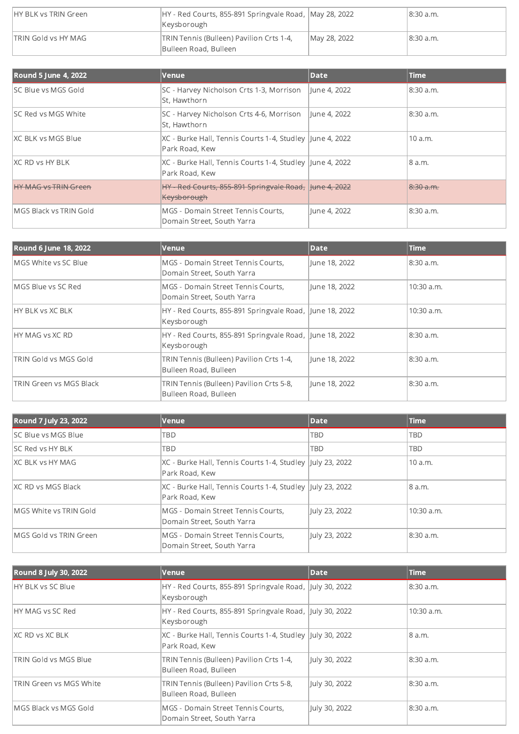| | | | |
|---|---|---|---|
| HY BLK vs TRIN Green | HY - Red Courts, 855-891 Springvale Road, Keysborough | May 28, 2022 | 8:30 a.m. |
| TRIN Gold vs HY MAG | TRIN Tennis (Bulleen) Pavilion Crts 1-4, Bulleen Road, Bulleen | May 28, 2022 | 8:30 a.m. |

| Round 5 June 4, 2022 | Venue | Date | Time |
|---|---|---|---|
| SC Blue vs MGS Gold | SC - Harvey Nicholson Crts 1-3, Morrison St, Hawthorn | June 4, 2022 | 8:30 a.m. |
| SC Red vs MGS White | SC - Harvey Nicholson Crts 4-6, Morrison St, Hawthorn | June 4, 2022 | 8:30 a.m. |
| XC BLK vs MGS Blue | XC - Burke Hall, Tennis Courts 1-4, Studley Park Road, Kew | June 4, 2022 | 10 a.m. |
| XC RD vs HY BLK | XC - Burke Hall, Tennis Courts 1-4, Studley Park Road, Kew | June 4, 2022 | 8 a.m. |
| ~~HY MAG vs TRIN Green~~ | ~~HY - Red Courts, 855-891 Springvale Road, Keysborough~~ | ~~June 4, 2022~~ | ~~8:30 a.m.~~ |
| MGS Black vs TRIN Gold | MGS - Domain Street Tennis Courts, Domain Street, South Yarra | June 4, 2022 | 8:30 a.m. |

| Round 6 June 18, 2022 | Venue | Date | Time |
|---|---|---|---|
| MGS White vs SC Blue | MGS - Domain Street Tennis Courts, Domain Street, South Yarra | June 18, 2022 | 8:30 a.m. |
| MGS Blue vs SC Red | MGS - Domain Street Tennis Courts, Domain Street, South Yarra | June 18, 2022 | 10:30 a.m. |
| HY BLK vs XC BLK | HY - Red Courts, 855-891 Springvale Road, Keysborough | June 18, 2022 | 10:30 a.m. |
| HY MAG vs XC RD | HY - Red Courts, 855-891 Springvale Road, Keysborough | June 18, 2022 | 8:30 a.m. |
| TRIN Gold vs MGS Gold | TRIN Tennis (Bulleen) Pavilion Crts 1-4, Bulleen Road, Bulleen | June 18, 2022 | 8:30 a.m. |
| TRIN Green vs MGS Black | TRIN Tennis (Bulleen) Pavilion Crts 5-8, Bulleen Road, Bulleen | June 18, 2022 | 8:30 a.m. |

| Round 7 July 23, 2022 | Venue | Date | Time |
|---|---|---|---|
| SC Blue vs MGS Blue | TBD | TBD | TBD |
| SC Red vs HY BLK | TBD | TBD | TBD |
| XC BLK vs HY MAG | XC - Burke Hall, Tennis Courts 1-4, Studley Park Road, Kew | July 23, 2022 | 10 a.m. |
| XC RD vs MGS Black | XC - Burke Hall, Tennis Courts 1-4, Studley Park Road, Kew | July 23, 2022 | 8 a.m. |
| MGS White vs TRIN Gold | MGS - Domain Street Tennis Courts, Domain Street, South Yarra | July 23, 2022 | 10:30 a.m. |
| MGS Gold vs TRIN Green | MGS - Domain Street Tennis Courts, Domain Street, South Yarra | July 23, 2022 | 8:30 a.m. |

| Round 8 July 30, 2022 | Venue | Date | Time |
|---|---|---|---|
| HY BLK vs SC Blue | HY - Red Courts, 855-891 Springvale Road, Keysborough | July 30, 2022 | 8:30 a.m. |
| HY MAG vs SC Red | HY - Red Courts, 855-891 Springvale Road, Keysborough | July 30, 2022 | 10:30 a.m. |
| XC RD vs XC BLK | XC - Burke Hall, Tennis Courts 1-4, Studley Park Road, Kew | July 30, 2022 | 8 a.m. |
| TRIN Gold vs MGS Blue | TRIN Tennis (Bulleen) Pavilion Crts 1-4, Bulleen Road, Bulleen | July 30, 2022 | 8:30 a.m. |
| TRIN Green vs MGS White | TRIN Tennis (Bulleen) Pavilion Crts 5-8, Bulleen Road, Bulleen | July 30, 2022 | 8:30 a.m. |
| MGS Black vs MGS Gold | MGS - Domain Street Tennis Courts, Domain Street, South Yarra | July 30, 2022 | 8:30 a.m. |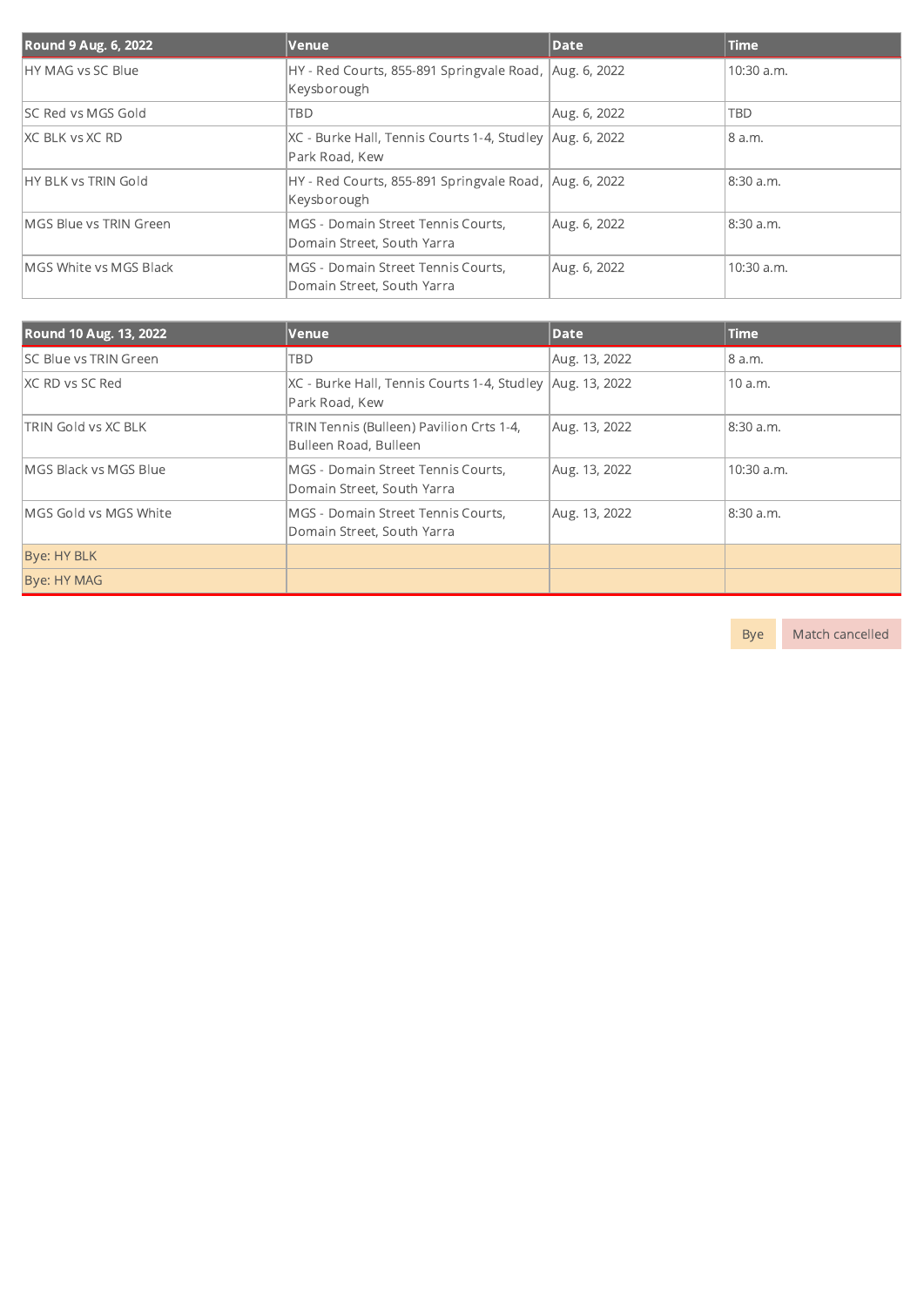| Round 9 Aug. 6, 2022 | Venue | Date | Time |
|---|---|---|---|
| HY MAG vs SC Blue | HY - Red Courts, 855-891 Springvale Road, Keysborough | Aug. 6, 2022 | 10:30 a.m. |
| SC Red vs MGS Gold | TBD | Aug. 6, 2022 | TBD |
| XC BLK vs XC RD | XC - Burke Hall, Tennis Courts 1-4, Studley Park Road, Kew | Aug. 6, 2022 | 8 a.m. |
| HY BLK vs TRIN Gold | HY - Red Courts, 855-891 Springvale Road, Keysborough | Aug. 6, 2022 | 8:30 a.m. |
| MGS Blue vs TRIN Green | MGS - Domain Street Tennis Courts, Domain Street, South Yarra | Aug. 6, 2022 | 8:30 a.m. |
| MGS White vs MGS Black | MGS - Domain Street Tennis Courts, Domain Street, South Yarra | Aug. 6, 2022 | 10:30 a.m. |

| Round 10 Aug. 13, 2022 | Venue | Date | Time |
|---|---|---|---|
| SC Blue vs TRIN Green | TBD | Aug. 13, 2022 | 8 a.m. |
| XC RD vs SC Red | XC - Burke Hall, Tennis Courts 1-4, Studley Park Road, Kew | Aug. 13, 2022 | 10 a.m. |
| TRIN Gold vs XC BLK | TRIN Tennis (Bulleen) Pavilion Crts 1-4, Bulleen Road, Bulleen | Aug. 13, 2022 | 8:30 a.m. |
| MGS Black vs MGS Blue | MGS - Domain Street Tennis Courts, Domain Street, South Yarra | Aug. 13, 2022 | 10:30 a.m. |
| MGS Gold vs MGS White | MGS - Domain Street Tennis Courts, Domain Street, South Yarra | Aug. 13, 2022 | 8:30 a.m. |
| Bye: HY BLK | | | |
| Bye: HY MAG | | | |

Bye Match cancelled